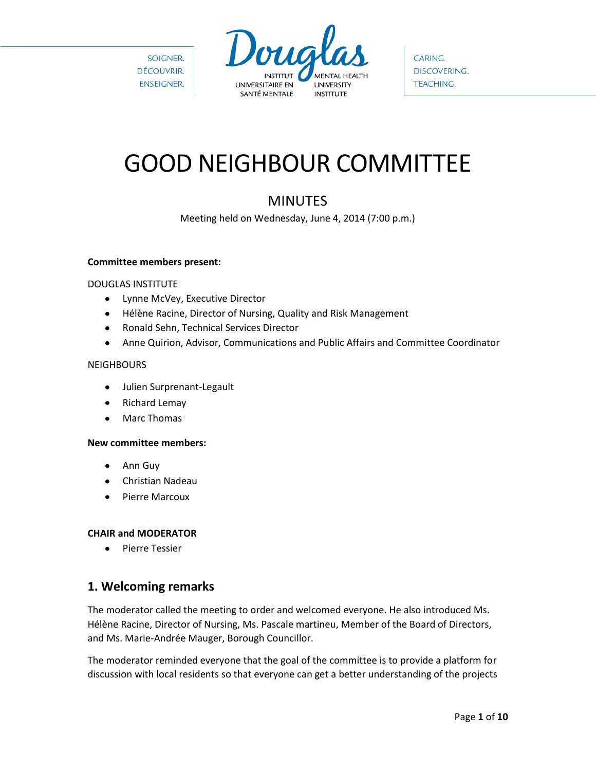SOIGNER.
DÉCOUVRIR.
ENSEIGNER.

Douglas
INSTITUT UNIVERSITAIRE EN SANTÉ MENTALE
MENTAL HEALTH UNIVERSITY INSTITUTE

CARING.
DISCOVERING.
TEACHING.

# GOOD NEIGHBOUR COMMITTEE

## MINUTES

Meeting held on Wednesday, June 4, 2014 (7:00 p.m.)

**Committee members present:**

DOUGLAS INSTITUTE

- Lynne McVey, Executive Director
- Hélène Racine, Director of Nursing, Quality and Risk Management
- Ronald Sehn, Technical Services Director
- Anne Quirion, Advisor, Communications and Public Affairs and Committee Coordinator

NEIGHBOURS

- Julien Surprenant-Legault
- Richard Lemay
- Marc Thomas

**New committee members:**

- Ann Guy
- Christian Nadeau
- Pierre Marcoux

**CHAIR and MODERATOR**

- Pierre Tessier

## 1. Welcoming remarks

The moderator called the meeting to order and welcomed everyone. He also introduced Ms. Hélène Racine, Director of Nursing, Ms. Pascale martineu, Member of the Board of Directors, and Ms. Marie-Andrée Mauger, Borough Councillor.

The moderator reminded everyone that the goal of the committee is to provide a platform for discussion with local residents so that everyone can get a better understanding of the projects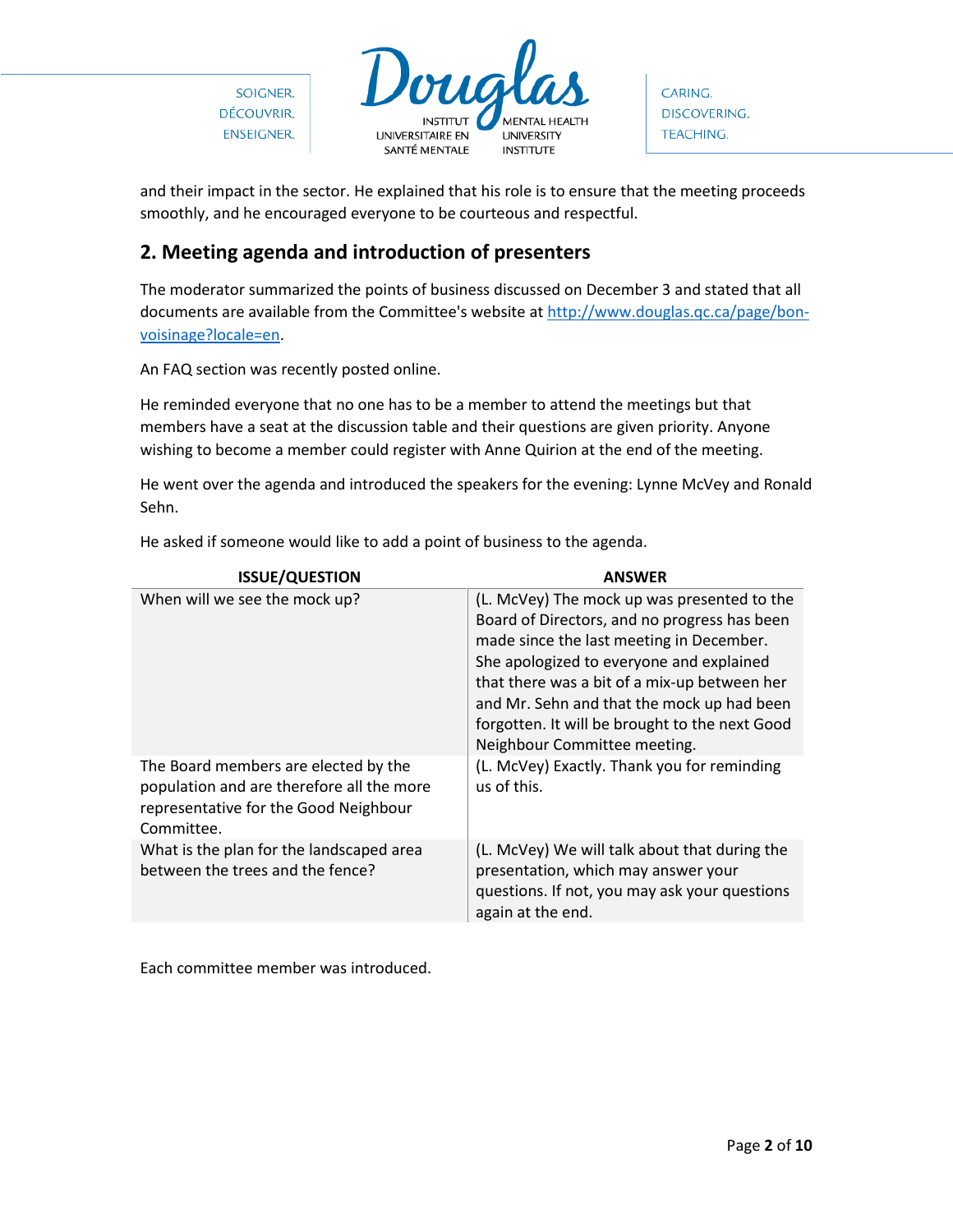and their impact in the sector. He explained that his role is to ensure that the meeting proceeds smoothly, and he encouraged everyone to be courteous and respectful.

## 2. Meeting agenda and introduction of presenters

The moderator summarized the points of business discussed on December 3 and stated that all documents are available from the Committee's website at [http://www.douglas.qc.ca/page/bon-voisinage?locale=en](http://www.douglas.qc.ca/page/bon-voisinage?locale=en).

An FAQ section was recently posted online.

He reminded everyone that no one has to be a member to attend the meetings but that members have a seat at the discussion table and their questions are given priority. Anyone wishing to become a member could register with Anne Quirion at the end of the meeting.

He went over the agenda and introduced the speakers for the evening: Lynne McVey and Ronald Sehn.

He asked if someone would like to add a point of business to the agenda.

| ISSUE/QUESTION | ANSWER |
| --- | --- |
| When will we see the mock up? | (L. McVey) The mock up was presented to the Board of Directors, and no progress has been made since the last meeting in December. She apologized to everyone and explained that there was a bit of a mix-up between her and Mr. Sehn and that the mock up had been forgotten. It will be brought to the next Good Neighbour Committee meeting. |
| The Board members are elected by the population and are therefore all the more representative for the Good Neighbour Committee. | (L. McVey) Exactly. Thank you for reminding us of this. |
| What is the plan for the landscaped area between the trees and the fence? | (L. McVey) We will talk about that during the presentation, which may answer your questions. If not, you may ask your questions again at the end. |

Each committee member was introduced.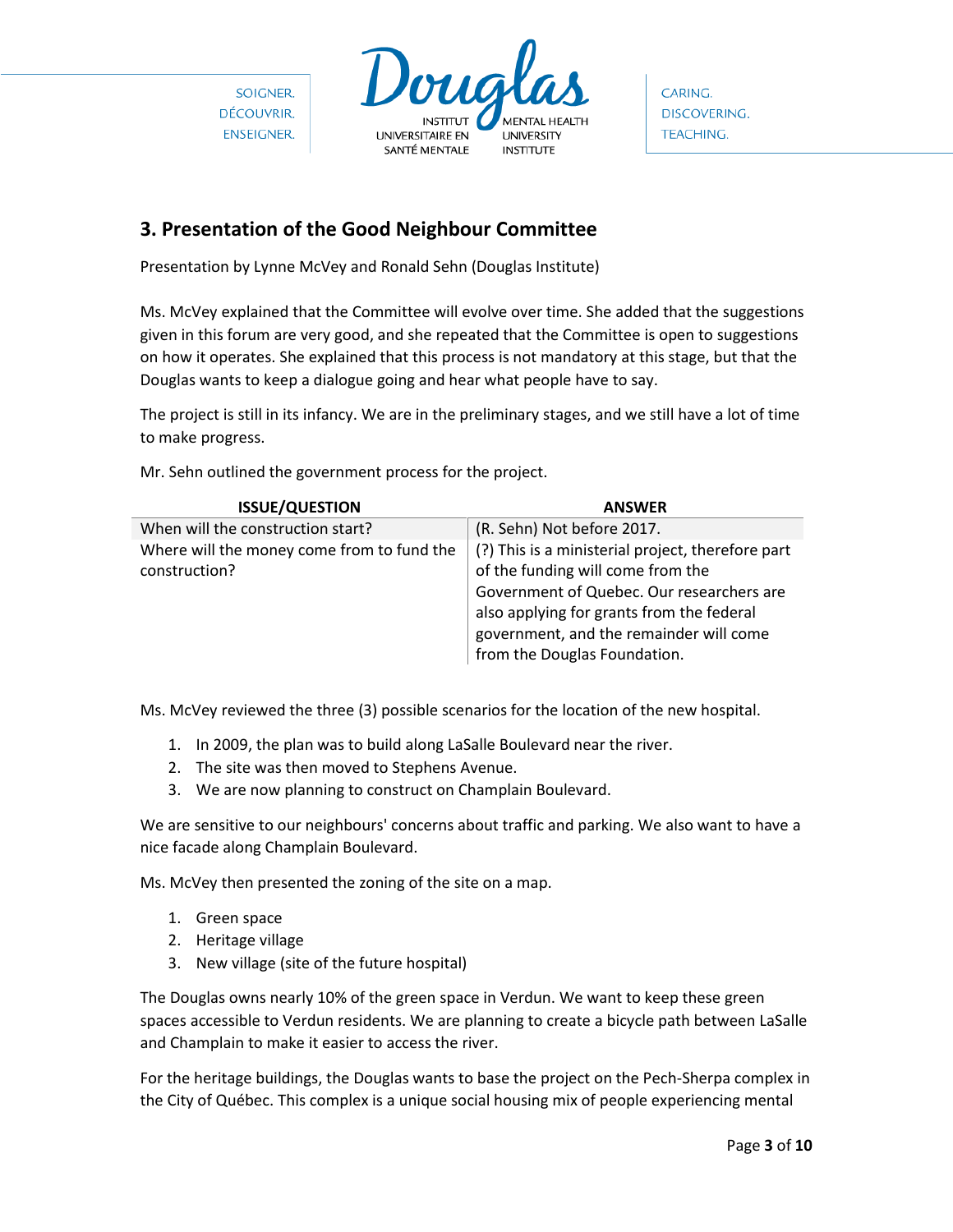## 3. Presentation of the Good Neighbour Committee

Presentation by Lynne McVey and Ronald Sehn (Douglas Institute)

Ms. McVey explained that the Committee will evolve over time. She added that the suggestions given in this forum are very good, and she repeated that the Committee is open to suggestions on how it operates. She explained that this process is not mandatory at this stage, but that the Douglas wants to keep a dialogue going and hear what people have to say.

The project is still in its infancy. We are in the preliminary stages, and we still have a lot of time to make progress.

Mr. Sehn outlined the government process for the project.

| ISSUE/QUESTION | ANSWER |
|---|---|
| When will the construction start? | (R. Sehn) Not before 2017. |
| Where will the money come from to fund the construction? | (?) This is a ministerial project, therefore part of the funding will come from the Government of Quebec. Our researchers are also applying for grants from the federal government, and the remainder will come from the Douglas Foundation. |

Ms. McVey reviewed the three (3) possible scenarios for the location of the new hospital.

1. In 2009, the plan was to build along LaSalle Boulevard near the river.
2. The site was then moved to Stephens Avenue.
3. We are now planning to construct on Champlain Boulevard.

We are sensitive to our neighbours' concerns about traffic and parking. We also want to have a nice facade along Champlain Boulevard.

Ms. McVey then presented the zoning of the site on a map.

1. Green space
2. Heritage village
3. New village (site of the future hospital)

The Douglas owns nearly 10% of the green space in Verdun. We want to keep these green spaces accessible to Verdun residents. We are planning to create a bicycle path between LaSalle and Champlain to make it easier to access the river.

For the heritage buildings, the Douglas wants to base the project on the Pech-Sherpa complex in the City of Québec. This complex is a unique social housing mix of people experiencing mental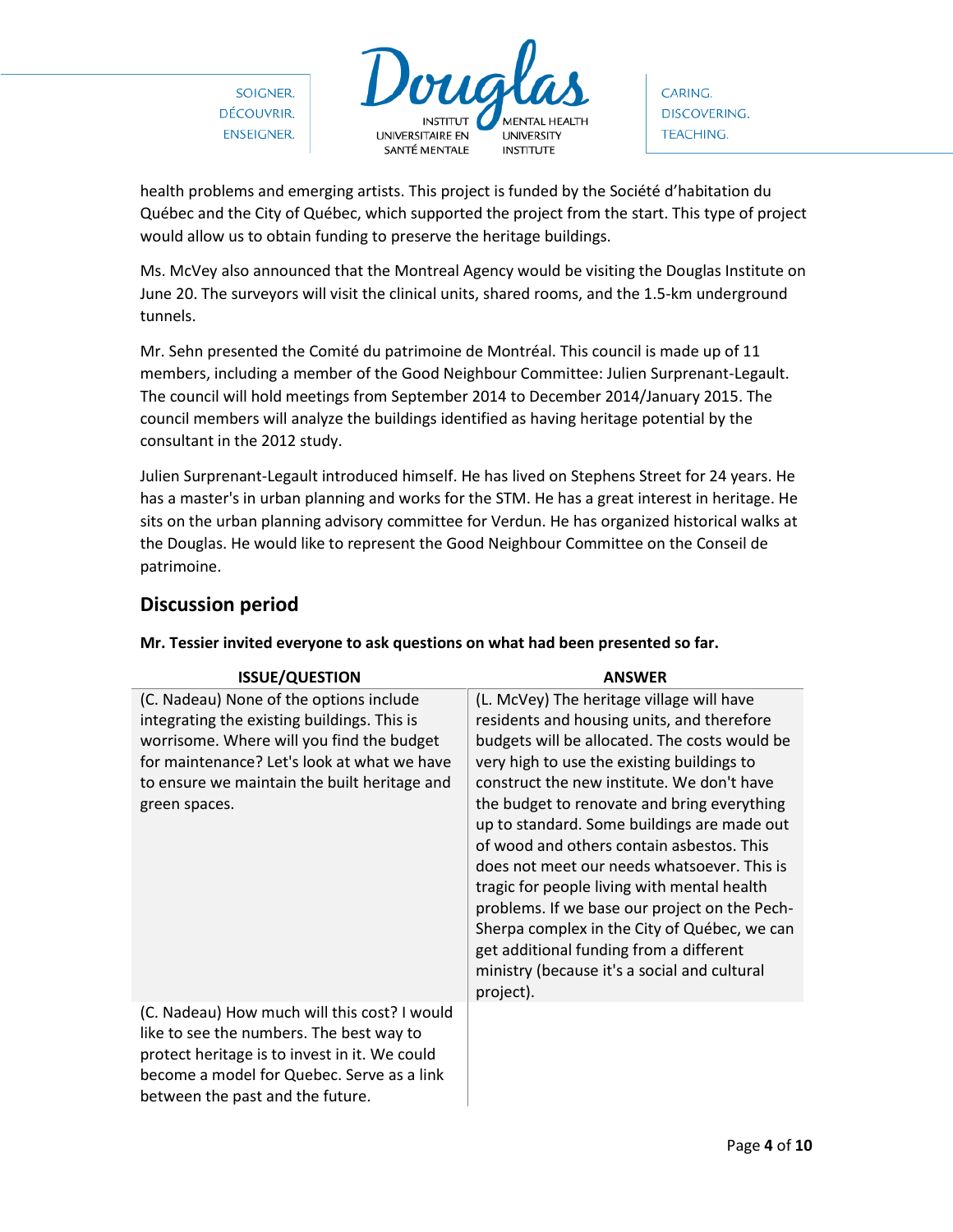health problems and emerging artists. This project is funded by the Société d'habitation du Québec and the City of Québec, which supported the project from the start. This type of project would allow us to obtain funding to preserve the heritage buildings.

Ms. McVey also announced that the Montreal Agency would be visiting the Douglas Institute on June 20. The surveyors will visit the clinical units, shared rooms, and the 1.5-km underground tunnels.

Mr. Sehn presented the Comité du patrimoine de Montréal. This council is made up of 11 members, including a member of the Good Neighbour Committee: Julien Surprenant-Legault. The council will hold meetings from September 2014 to December 2014/January 2015. The council members will analyze the buildings identified as having heritage potential by the consultant in the 2012 study.

Julien Surprenant-Legault introduced himself. He has lived on Stephens Street for 24 years. He has a master's in urban planning and works for the STM. He has a great interest in heritage. He sits on the urban planning advisory committee for Verdun. He has organized historical walks at the Douglas. He would like to represent the Good Neighbour Committee on the Conseil de patrimoine.

## Discussion period

**Mr. Tessier invited everyone to ask questions on what had been presented so far.**

| ISSUE/QUESTION | ANSWER |
|---|---|
| (C. Nadeau) None of the options include integrating the existing buildings. This is worrisome. Where will you find the budget for maintenance? Let's look at what we have to ensure we maintain the built heritage and green spaces. | (L. McVey) The heritage village will have residents and housing units, and therefore budgets will be allocated. The costs would be very high to use the existing buildings to construct the new institute. We don't have the budget to renovate and bring everything up to standard. Some buildings are made out of wood and others contain asbestos. This does not meet our needs whatsoever. This is tragic for people living with mental health problems. If we base our project on the Pech-Sherpa complex in the City of Québec, we can get additional funding from a different ministry (because it's a social and cultural project). |
| (C. Nadeau) How much will this cost? I would like to see the numbers. The best way to protect heritage is to invest in it. We could become a model for Quebec. Serve as a link between the past and the future. | |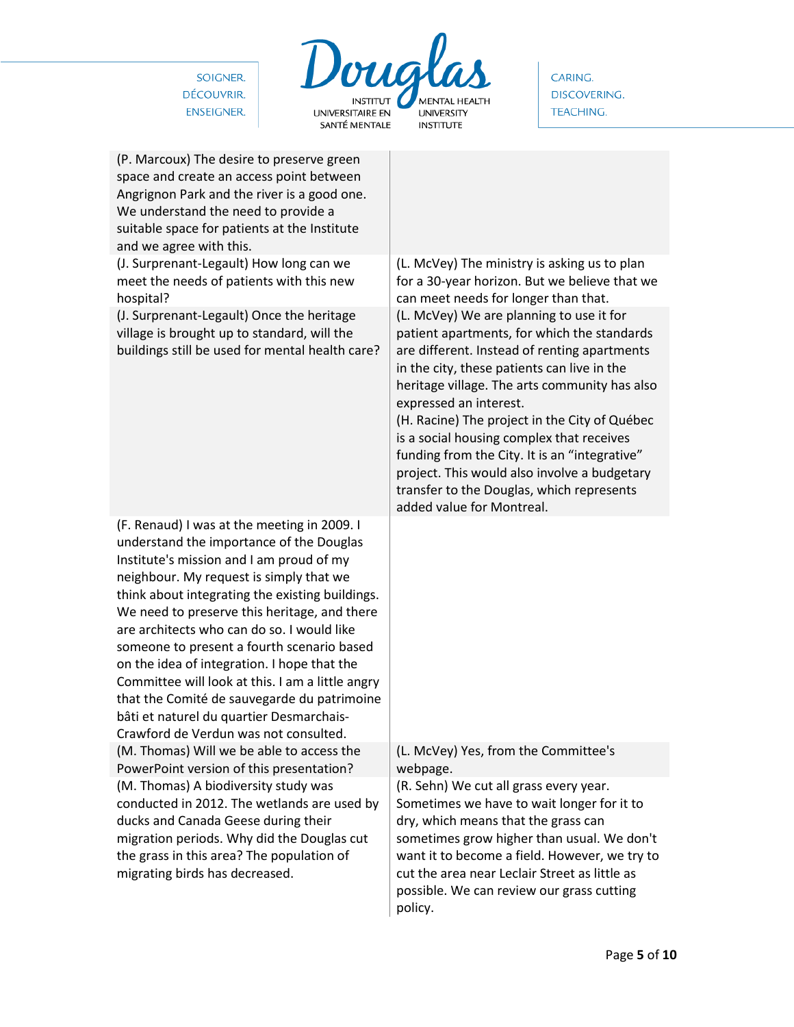| | |
|---|---|
| (P. Marcoux) The desire to preserve green space and create an access point between Angrignon Park and the river is a good one. We understand the need to provide a suitable space for patients at the Institute and we agree with this. | |
| (J. Surprenant-Legault) How long can we meet the needs of patients with this new hospital? | (L. McVey) The ministry is asking us to plan for a 30-year horizon. But we believe that we can meet needs for longer than that. |
| (J. Surprenant-Legault) Once the heritage village is brought up to standard, will the buildings still be used for mental health care? | (L. McVey) We are planning to use it for patient apartments, for which the standards are different. Instead of renting apartments in the city, these patients can live in the heritage village. The arts community has also expressed an interest.<br>(H. Racine) The project in the City of Québec is a social housing complex that receives funding from the City. It is an "integrative" project. This would also involve a budgetary transfer to the Douglas, which represents added value for Montreal. |
| (F. Renaud) I was at the meeting in 2009. I understand the importance of the Douglas Institute's mission and I am proud of my neighbour. My request is simply that we think about integrating the existing buildings. We need to preserve this heritage, and there are architects who can do so. I would like someone to present a fourth scenario based on the idea of integration. I hope that the Committee will look at this. I am a little angry that the Comité de sauvegarde du patrimoine bâti et naturel du quartier Desmarchais-Crawford de Verdun was not consulted. | |
| (M. Thomas) Will we be able to access the PowerPoint version of this presentation? | (L. McVey) Yes, from the Committee's webpage. |
| (M. Thomas) A biodiversity study was conducted in 2012. The wetlands are used by ducks and Canada Geese during their migration periods. Why did the Douglas cut the grass in this area? The population of migrating birds has decreased. | (R. Sehn) We cut all grass every year. Sometimes we have to wait longer for it to dry, which means that the grass can sometimes grow higher than usual. We don't want it to become a field. However, we try to cut the area near Leclair Street as little as possible. We can review our grass cutting policy. |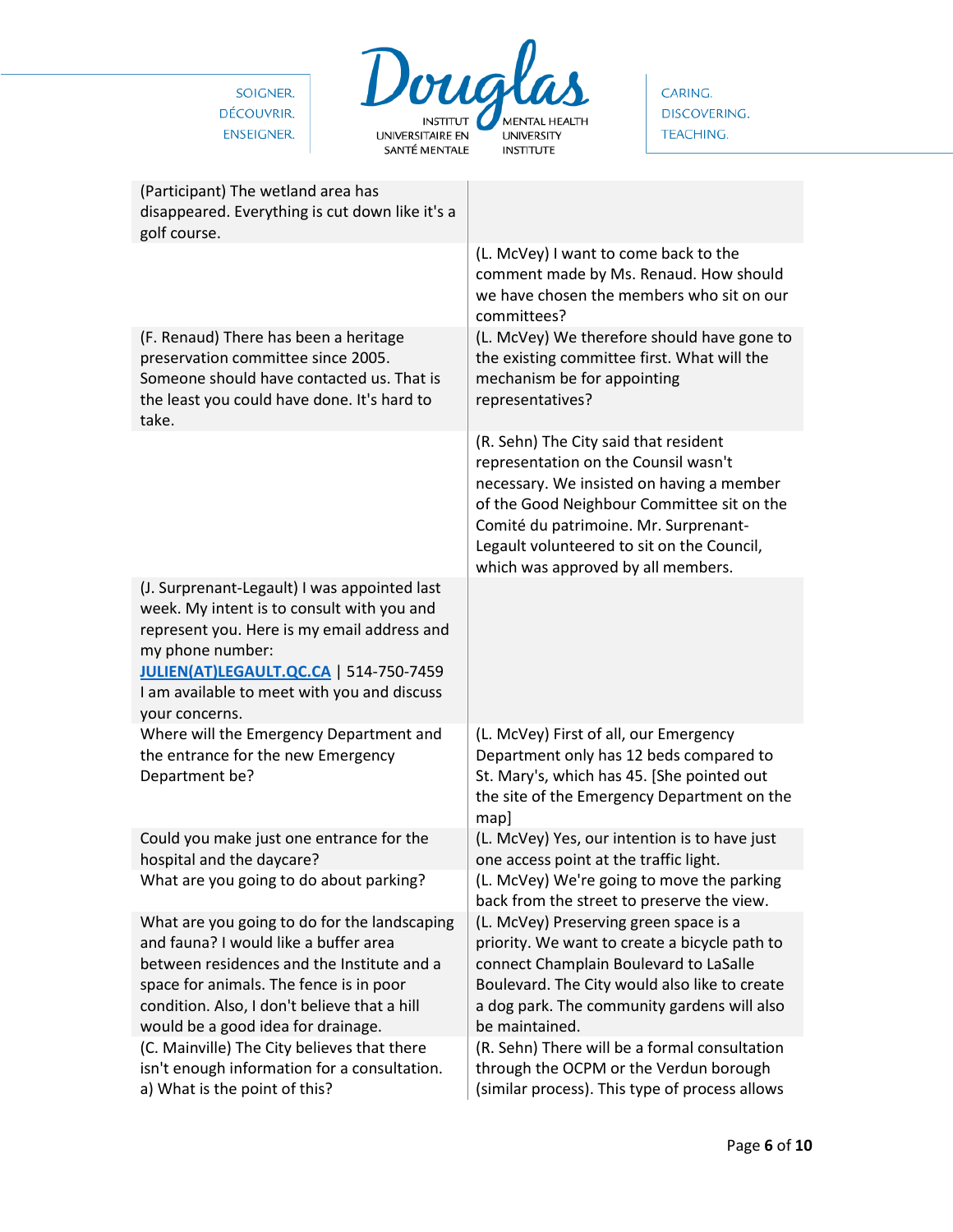| | |
|---|---|
| (Participant) The wetland area has disappeared. Everything is cut down like it's a golf course. | |
| | (L. McVey) I want to come back to the comment made by Ms. Renaud. How should we have chosen the members who sit on our committees? |
| (F. Renaud) There has been a heritage preservation committee since 2005. Someone should have contacted us. That is the least you could have done. It's hard to take. | (L. McVey) We therefore should have gone to the existing committee first. What will the mechanism be for appointing representatives? |
| | (R. Sehn) The City said that resident representation on the Counsil wasn't necessary. We insisted on having a member of the Good Neighbour Committee sit on the Comité du patrimoine. Mr. Surprenant-Legault volunteered to sit on the Council, which was approved by all members. |
| (J. Surprenant-Legault) I was appointed last week. My intent is to consult with you and represent you. Here is my email address and my phone number: **JULIEN(AT)LEGAULT.QC.CA** \| 514-750-7459 I am available to meet with you and discuss your concerns. | |
| Where will the Emergency Department and the entrance for the new Emergency Department be? | (L. McVey) First of all, our Emergency Department only has 12 beds compared to St. Mary's, which has 45. [She pointed out the site of the Emergency Department on the map] |
| Could you make just one entrance for the hospital and the daycare? | (L. McVey) Yes, our intention is to have just one access point at the traffic light. |
| What are you going to do about parking? | (L. McVey) We're going to move the parking back from the street to preserve the view. |
| What are you going to do for the landscaping and fauna? I would like a buffer area between residences and the Institute and a space for animals. The fence is in poor condition. Also, I don't believe that a hill would be a good idea for drainage. | (L. McVey) Preserving green space is a priority. We want to create a bicycle path to connect Champlain Boulevard to LaSalle Boulevard. The City would also like to create a dog park. The community gardens will also be maintained. |
| (C. Mainville) The City believes that there isn't enough information for a consultation. a) What is the point of this? | (R. Sehn) There will be a formal consultation through the OCPM or the Verdun borough (similar process). This type of process allows |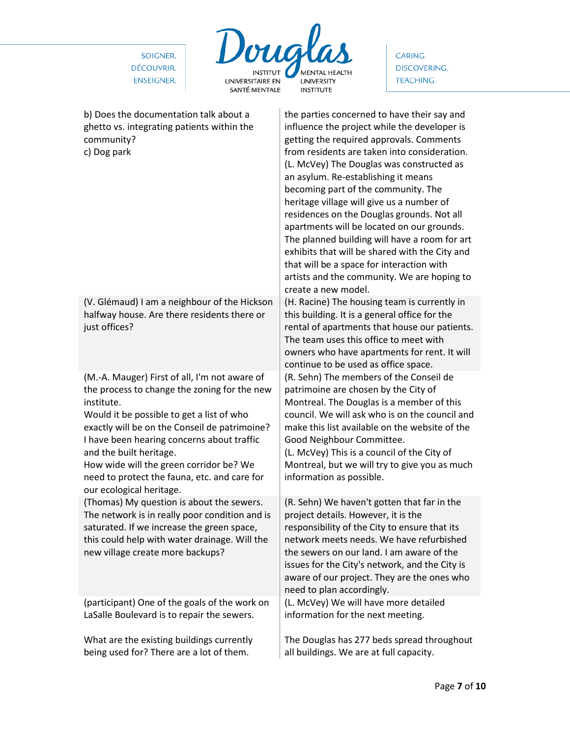| | |
|---|---|
| b) Does the documentation talk about a ghetto vs. integrating patients within the community?<br>c) Dog park | the parties concerned to have their say and influence the project while the developer is getting the required approvals. Comments from residents are taken into consideration.<br>(L. McVey) The Douglas was constructed as an asylum. Re-establishing it means becoming part of the community. The heritage village will give us a number of residences on the Douglas grounds. Not all apartments will be located on our grounds. The planned building will have a room for art exhibits that will be shared with the City and that will be a space for interaction with artists and the community. We are hoping to create a new model. |
| (V. Glémaud) I am a neighbour of the Hickson halfway house. Are there residents there or just offices? | (H. Racine) The housing team is currently in this building. It is a general office for the rental of apartments that house our patients. The team uses this office to meet with owners who have apartments for rent. It will continue to be used as office space. |
| (M.-A. Mauger) First of all, I'm not aware of the process to change the zoning for the new institute.<br>Would it be possible to get a list of who exactly will be on the Conseil de patrimoine?<br>I have been hearing concerns about traffic and the built heritage.<br>How wide will the green corridor be? We need to protect the fauna, etc. and care for our ecological heritage. | (R. Sehn) The members of the Conseil de patrimoine are chosen by the City of Montreal. The Douglas is a member of this council. We will ask who is on the council and make this list available on the website of the Good Neighbour Committee.<br>(L. McVey) This is a council of the City of Montreal, but we will try to give you as much information as possible. |
| (Thomas) My question is about the sewers. The network is in really poor condition and is saturated. If we increase the green space, this could help with water drainage. Will the new village create more backups? | (R. Sehn) We haven't gotten that far in the project details. However, it is the responsibility of the City to ensure that its network meets needs. We have refurbished the sewers on our land. I am aware of the issues for the City's network, and the City is aware of our project. They are the ones who need to plan accordingly. |
| (participant) One of the goals of the work on LaSalle Boulevard is to repair the sewers.<br><br>What are the existing buildings currently being used for? There are a lot of them. | (L. McVey) We will have more detailed information for the next meeting.<br><br>The Douglas has 277 beds spread throughout all buildings. We are at full capacity. |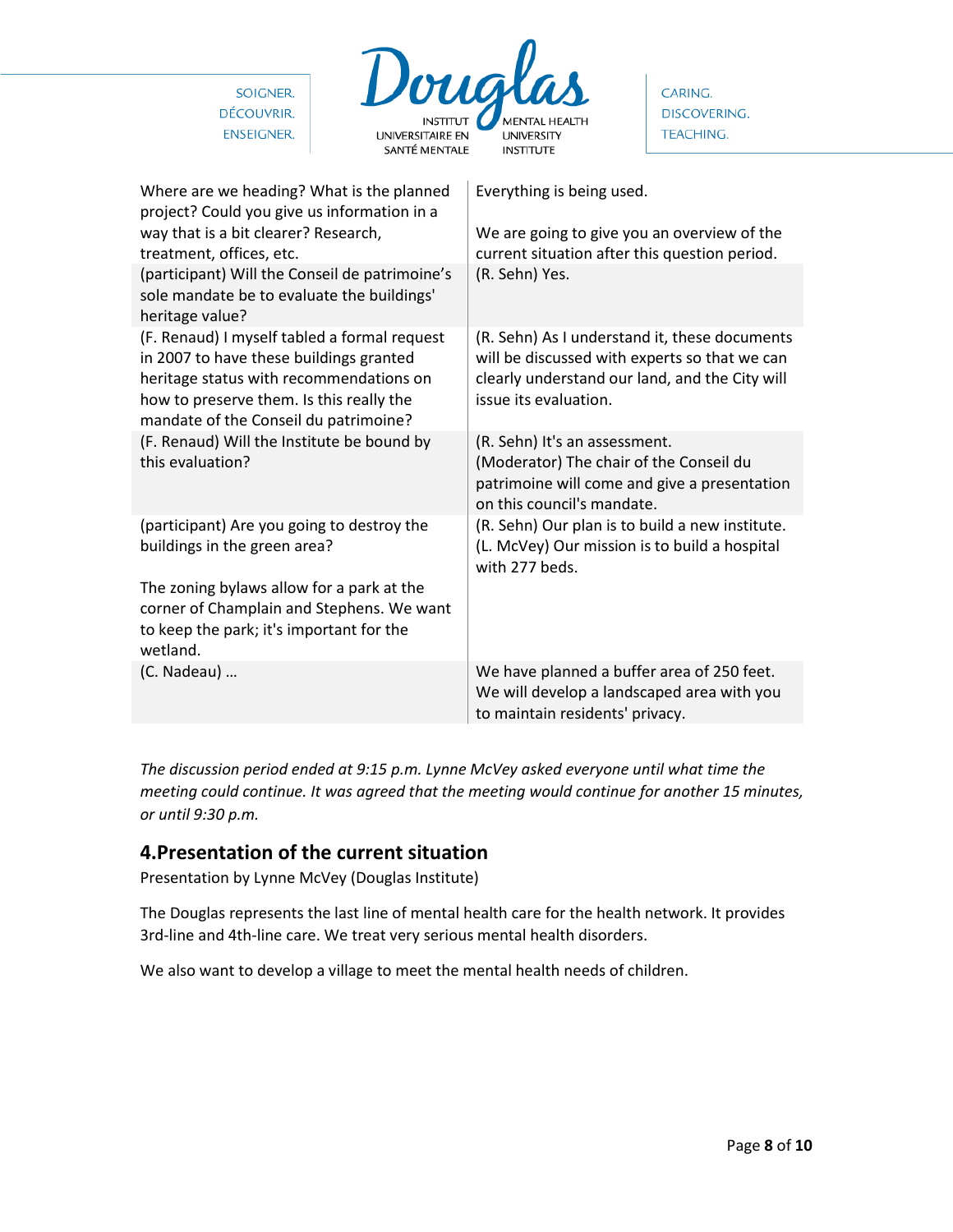| | |
|---|---|
| Where are we heading? What is the planned project? Could you give us information in a way that is a bit clearer? Research, treatment, offices, etc. | Everything is being used.<br><br>We are going to give you an overview of the current situation after this question period. |
| (participant) Will the Conseil de patrimoine's sole mandate be to evaluate the buildings' heritage value? | (R. Sehn) Yes. |
| (F. Renaud) I myself tabled a formal request in 2007 to have these buildings granted heritage status with recommendations on how to preserve them. Is this really the mandate of the Conseil du patrimoine? | (R. Sehn) As I understand it, these documents will be discussed with experts so that we can clearly understand our land, and the City will issue its evaluation. |
| (F. Renaud) Will the Institute be bound by this evaluation? | (R. Sehn) It's an assessment.<br>(Moderator) The chair of the Conseil du patrimoine will come and give a presentation on this council's mandate. |
| (participant) Are you going to destroy the buildings in the green area?<br><br>The zoning bylaws allow for a park at the corner of Champlain and Stephens. We want to keep the park; it's important for the wetland. | (R. Sehn) Our plan is to build a new institute.<br>(L. McVey) Our mission is to build a hospital with 277 beds. |
| (C. Nadeau) … | We have planned a buffer area of 250 feet. We will develop a landscaped area with you to maintain residents' privacy. |

*The discussion period ended at 9:15 p.m. Lynne McVey asked everyone until what time the meeting could continue. It was agreed that the meeting would continue for another 15 minutes, or until 9:30 p.m.*

## 4.Presentation of the current situation

Presentation by Lynne McVey (Douglas Institute)

The Douglas represents the last line of mental health care for the health network. It provides 3rd-line and 4th-line care. We treat very serious mental health disorders.

We also want to develop a village to meet the mental health needs of children.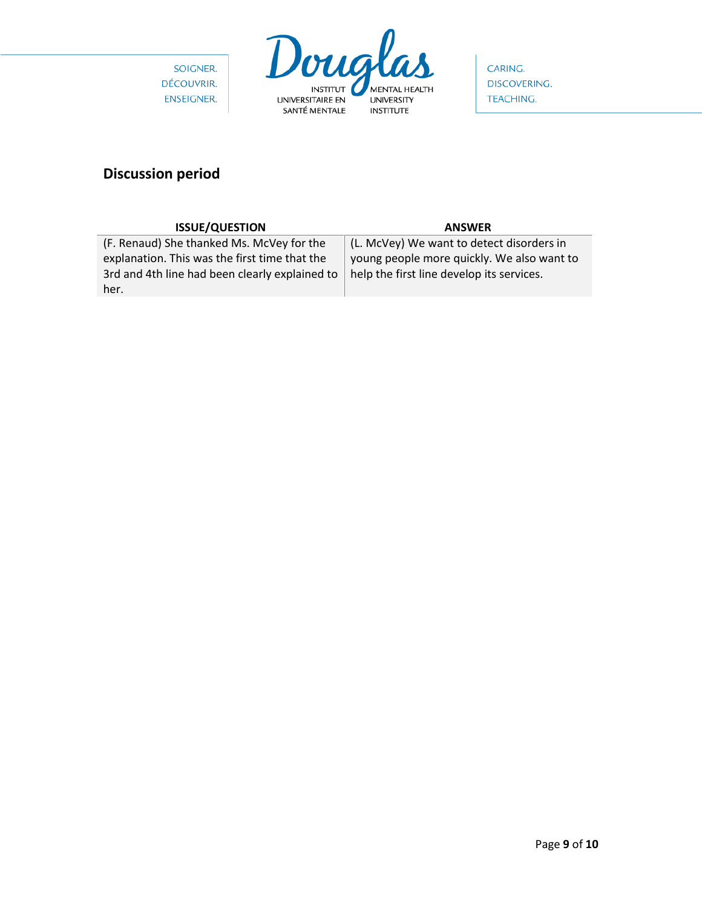## Discussion period

| ISSUE/QUESTION | ANSWER |
| --- | --- |
| (F. Renaud) She thanked Ms. McVey for the explanation. This was the first time that the 3rd and 4th line had been clearly explained to her. | (L. McVey) We want to detect disorders in young people more quickly. We also want to help the first line develop its services. |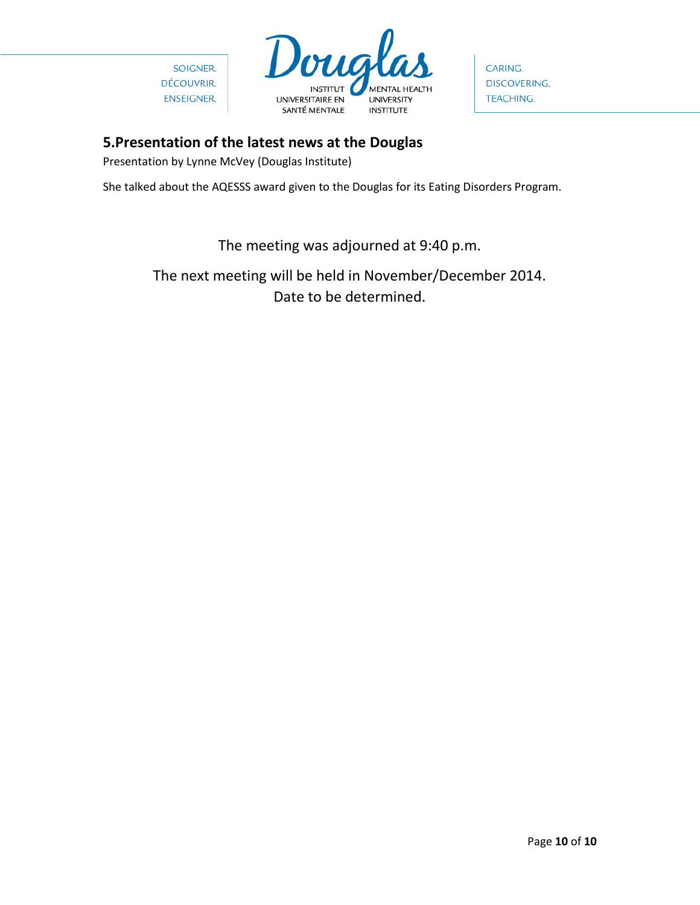## 5.Presentation of the latest news at the Douglas

Presentation by Lynne McVey (Douglas Institute)

She talked about the AQESSS award given to the Douglas for its Eating Disorders Program.

The meeting was adjourned at 9:40 p.m.

The next meeting will be held in November/December 2014.
Date to be determined.